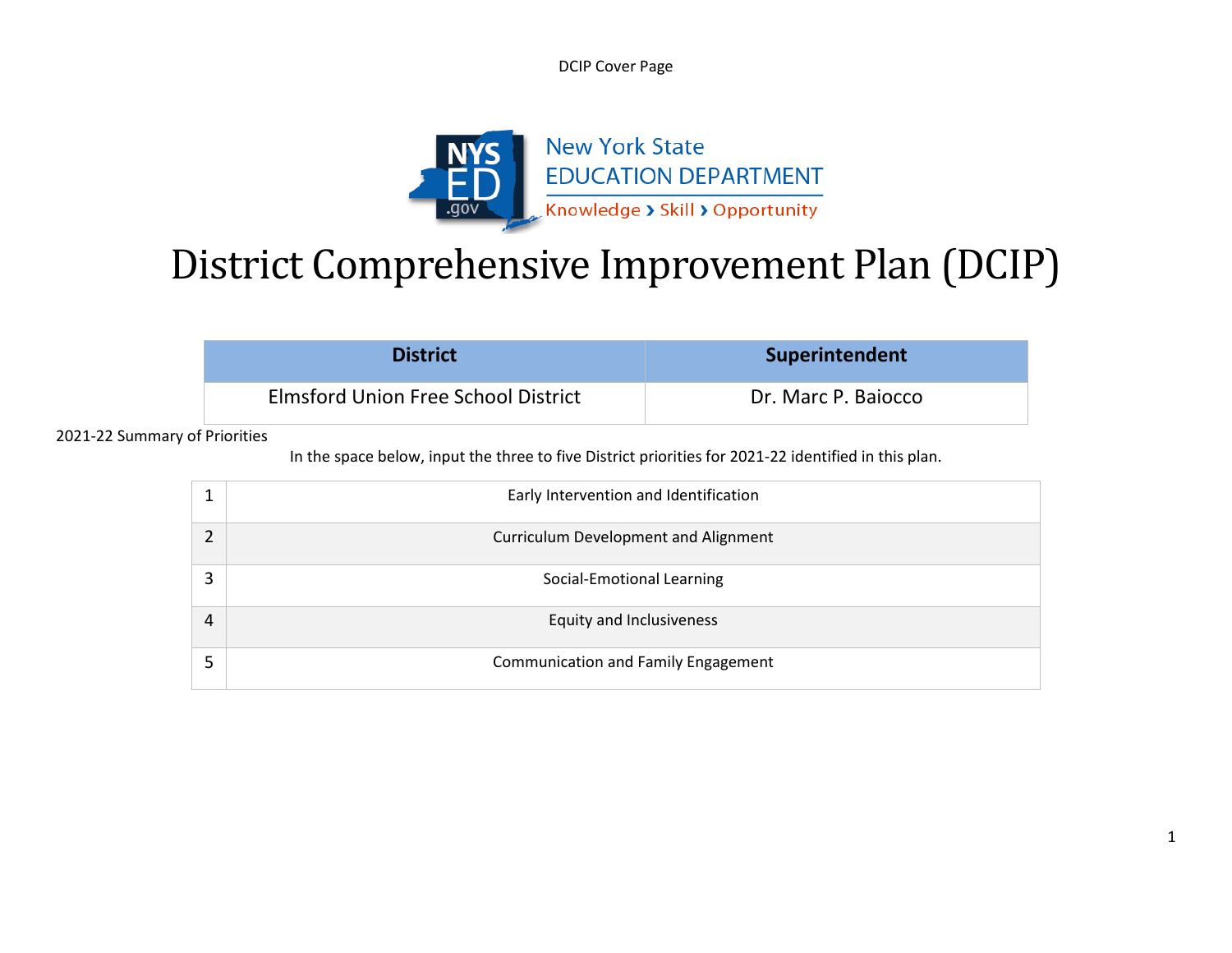DCIP Cover Page

New York State
EDUCATION DEPARTMENT
Knowledge › Skill › Opportunity

# District Comprehensive Improvement Plan (DCIP)

| District | Superintendent |
|---|---|
| Elmsford Union Free School District | Dr. Marc P. Baiocco |

2021-22 Summary of Priorities

In the space below, input the three to five District priorities for 2021-22 identified in this plan.

| | |
|---|---|
| 1 | Early Intervention and Identification |
| 2 | Curriculum Development and Alignment |
| 3 | Social-Emotional Learning |
| 4 | Equity and Inclusiveness |
| 5 | Communication and Family Engagement |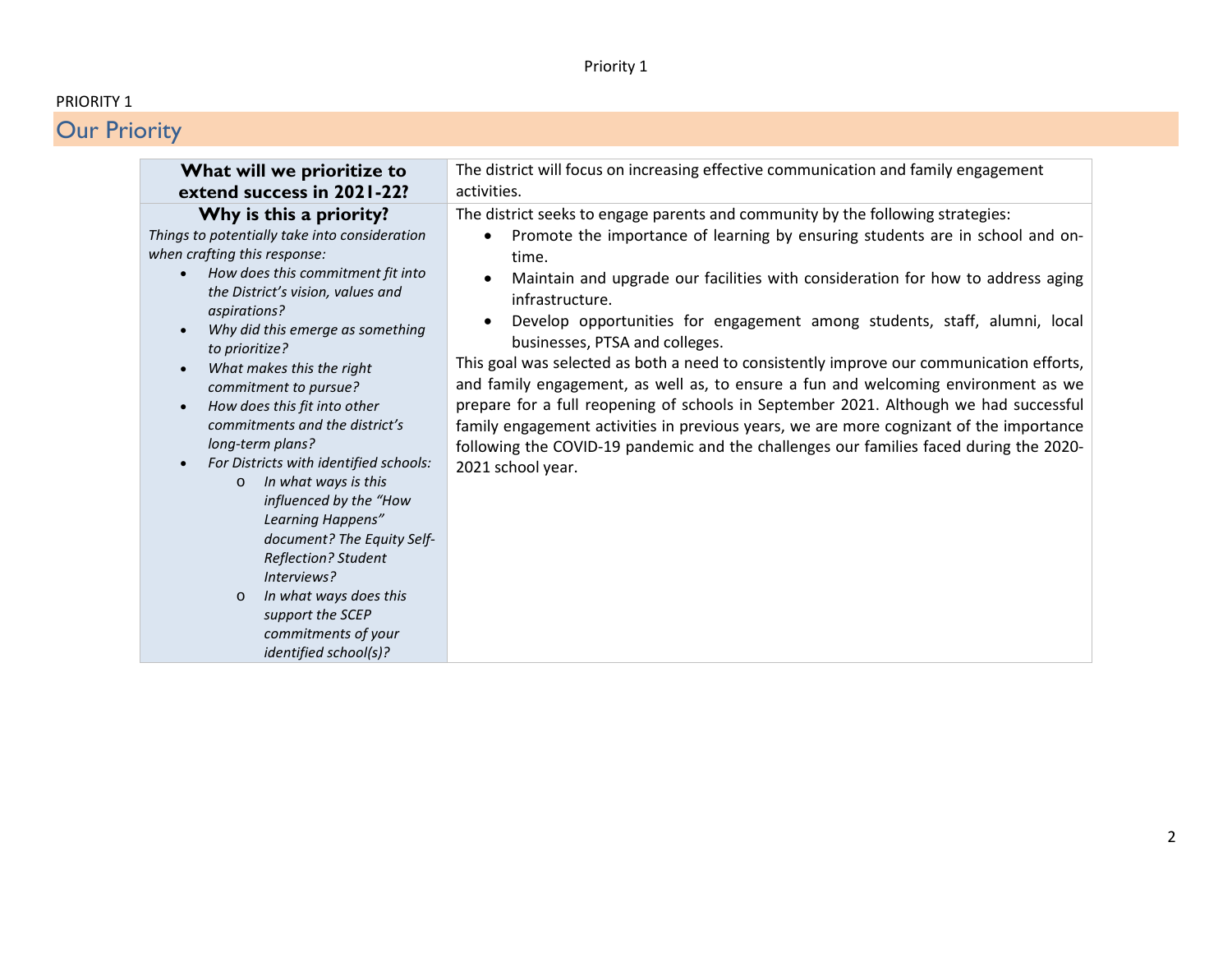PRIORITY 1

## Our Priority

| **What will we prioritize to extend success in 2021-22?** | The district will focus on increasing effective communication and family engagement activities. |
|---|---|
| **Why is this a priority?**<br>*Things to potentially take into consideration when crafting this response:*<br>• *How does this commitment fit into the District's vision, values and aspirations?*<br>• *Why did this emerge as something to prioritize?*<br>• *What makes this the right commitment to pursue?*<br>• *How does this fit into other commitments and the district's long-term plans?*<br>• *For Districts with identified schools:*<br>&nbsp;&nbsp;&nbsp;&nbsp;o *In what ways is this influenced by the "How Learning Happens" document? The Equity Self-Reflection? Student Interviews?*<br>&nbsp;&nbsp;&nbsp;&nbsp;o *In what ways does this support the SCEP commitments of your identified school(s)?* | The district seeks to engage parents and community by the following strategies:<br>• Promote the importance of learning by ensuring students are in school and on-time.<br>• Maintain and upgrade our facilities with consideration for how to address aging infrastructure.<br>• Develop opportunities for engagement among students, staff, alumni, local businesses, PTSA and colleges.<br>This goal was selected as both a need to consistently improve our communication efforts, and family engagement, as well as, to ensure a fun and welcoming environment as we prepare for a full reopening of schools in September 2021. Although we had successful family engagement activities in previous years, we are more cognizant of the importance following the COVID-19 pandemic and the challenges our families faced during the 2020-2021 school year. |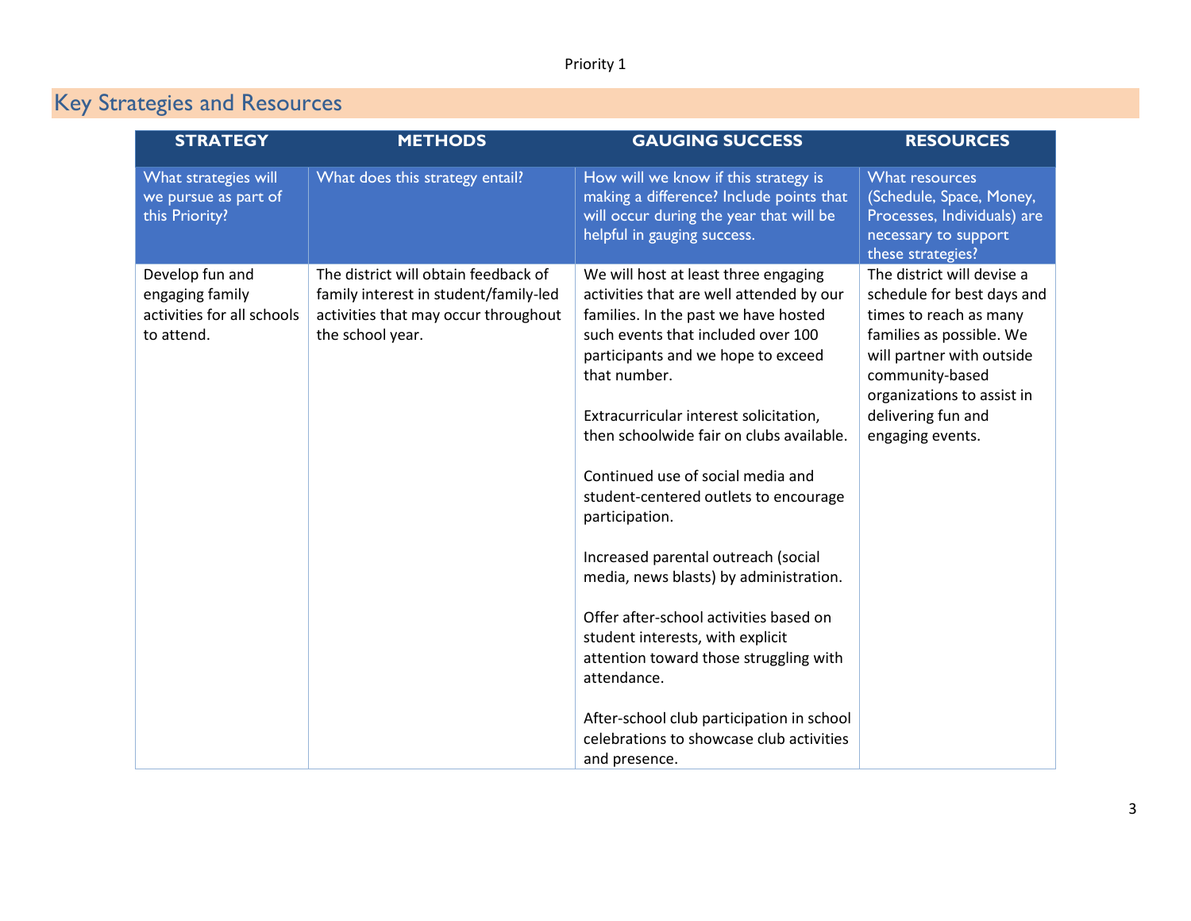Priority 1

## Key Strategies and Resources

| STRATEGY | METHODS | GAUGING SUCCESS | RESOURCES |
|---|---|---|---|
| What strategies will we pursue as part of this Priority? | What does this strategy entail? | How will we know if this strategy is making a difference? Include points that will occur during the year that will be helpful in gauging success. | What resources (Schedule, Space, Money, Processes, Individuals) are necessary to support these strategies? |
| Develop fun and engaging family activities for all schools to attend. | The district will obtain feedback of family interest in student/family-led activities that may occur throughout the school year. | We will host at least three engaging activities that are well attended by our families. In the past we have hosted such events that included over 100 participants and we hope to exceed that number.<br><br>Extracurricular interest solicitation, then schoolwide fair on clubs available.<br><br>Continued use of social media and student-centered outlets to encourage participation.<br><br>Increased parental outreach (social media, news blasts) by administration.<br><br>Offer after-school activities based on student interests, with explicit attention toward those struggling with attendance.<br><br>After-school club participation in school celebrations to showcase club activities and presence. | The district will devise a schedule for best days and times to reach as many families as possible. We will partner with outside community-based organizations to assist in delivering fun and engaging events. |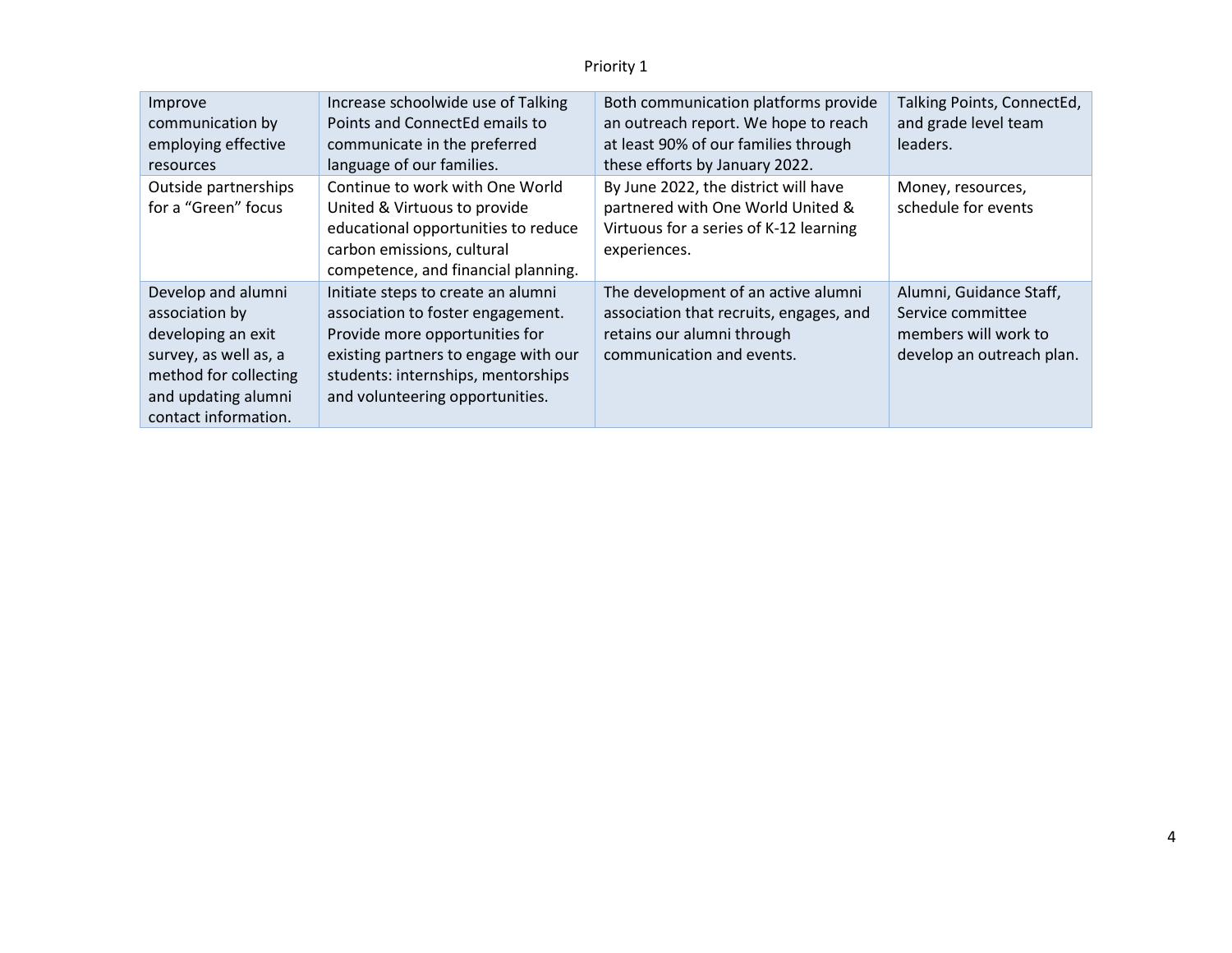Priority 1

| Improve communication by employing effective resources | Increase schoolwide use of Talking Points and ConnectEd emails to communicate in the preferred language of our families. | Both communication platforms provide an outreach report. We hope to reach at least 90% of our families through these efforts by January 2022. | Talking Points, ConnectEd, and grade level team leaders. |
|---|---|---|---|
| Outside partnerships for a "Green" focus | Continue to work with One World United & Virtuous to provide educational opportunities to reduce carbon emissions, cultural competence, and financial planning. | By June 2022, the district will have partnered with One World United & Virtuous for a series of K-12 learning experiences. | Money, resources, schedule for events |
| Develop and alumni association by developing an exit survey, as well as, a method for collecting and updating alumni contact information. | Initiate steps to create an alumni association to foster engagement. Provide more opportunities for existing partners to engage with our students: internships, mentorships and volunteering opportunities. | The development of an active alumni association that recruits, engages, and retains our alumni through communication and events. | Alumni, Guidance Staff, Service committee members will work to develop an outreach plan. |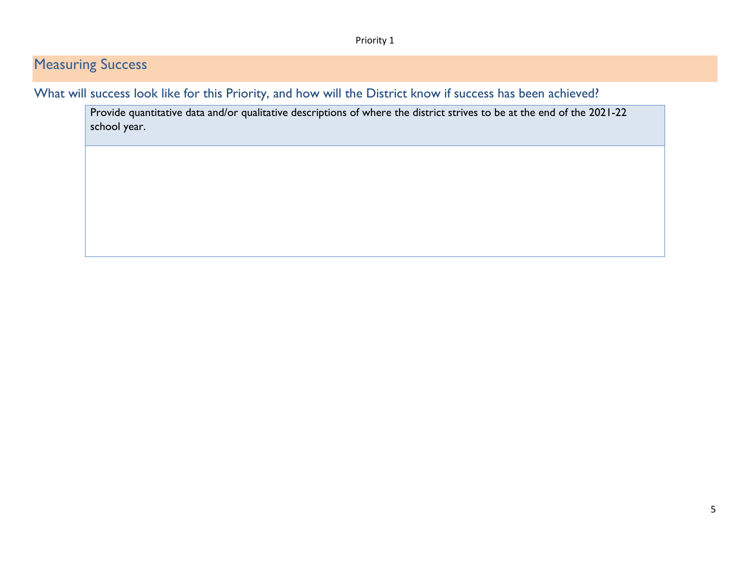Priority 1

## Measuring Success

### What will success look like for this Priority, and how will the District know if success has been achieved?

| Provide quantitative data and/or qualitative descriptions of where the district strives to be at the end of the 2021-22 school year. |
|---|
| |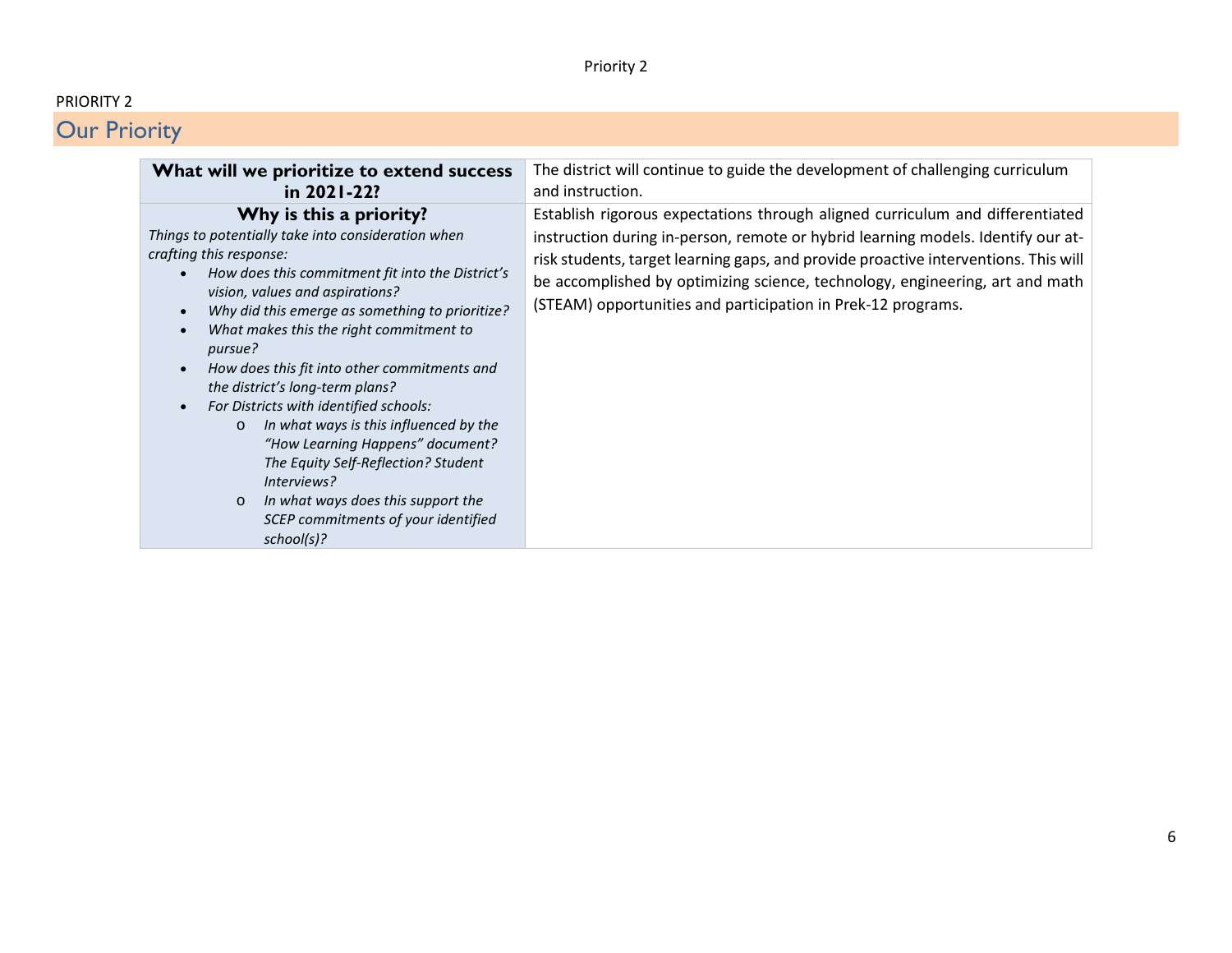PRIORITY 2

## Our Priority

| **What will we prioritize to extend success in 2021-22?** | The district will continue to guide the development of challenging curriculum and instruction. |
|---|---|
| **Why is this a priority?**<br>*Things to potentially take into consideration when crafting this response:*<br>• *How does this commitment fit into the District's vision, values and aspirations?*<br>• *Why did this emerge as something to prioritize?*<br>• *What makes this the right commitment to pursue?*<br>• *How does this fit into other commitments and the district's long-term plans?*<br>• *For Districts with identified schools:*<br>&nbsp;&nbsp;&nbsp;&nbsp;o *In what ways is this influenced by the "How Learning Happens" document? The Equity Self-Reflection? Student Interviews?*<br>&nbsp;&nbsp;&nbsp;&nbsp;o *In what ways does this support the SCEP commitments of your identified school(s)?* | Establish rigorous expectations through aligned curriculum and differentiated instruction during in-person, remote or hybrid learning models. Identify our at-risk students, target learning gaps, and provide proactive interventions. This will be accomplished by optimizing science, technology, engineering, art and math (STEAM) opportunities and participation in Prek-12 programs. |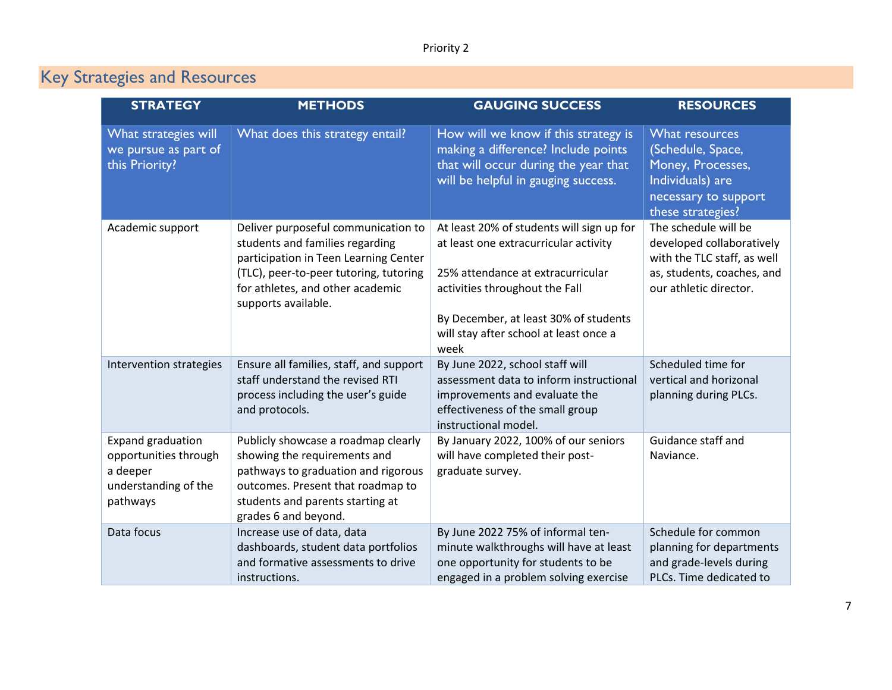Priority 2

## Key Strategies and Resources

| STRATEGY | METHODS | GAUGING SUCCESS | RESOURCES |
|---|---|---|---|
| What strategies will we pursue as part of this Priority? | What does this strategy entail? | How will we know if this strategy is making a difference? Include points that will occur during the year that will be helpful in gauging success. | What resources (Schedule, Space, Money, Processes, Individuals) are necessary to support these strategies? |
| Academic support | Deliver purposeful communication to students and families regarding participation in Teen Learning Center (TLC), peer-to-peer tutoring, tutoring for athletes, and other academic supports available. | At least 20% of students will sign up for at least one extracurricular activity<br><br>25% attendance at extracurricular activities throughout the Fall<br><br>By December, at least 30% of students will stay after school at least once a week | The schedule will be developed collaboratively with the TLC staff, as well as, students, coaches, and our athletic director. |
| Intervention strategies | Ensure all families, staff, and support staff understand the revised RTI process including the user's guide and protocols. | By June 2022, school staff will assessment data to inform instructional improvements and evaluate the effectiveness of the small group instructional model. | Scheduled time for vertical and horizonal planning during PLCs. |
| Expand graduation opportunities through a deeper understanding of the pathways | Publicly showcase a roadmap clearly showing the requirements and pathways to graduation and rigorous outcomes. Present that roadmap to students and parents starting at grades 6 and beyond. | By January 2022, 100% of our seniors will have completed their post-graduate survey. | Guidance staff and Naviance. |
| Data focus | Increase use of data, data dashboards, student data portfolios and formative assessments to drive instructions. | By June 2022 75% of informal ten-minute walkthroughs will have at least one opportunity for students to be engaged in a problem solving exercise | Schedule for common planning for departments and grade-levels during PLCs. Time dedicated to |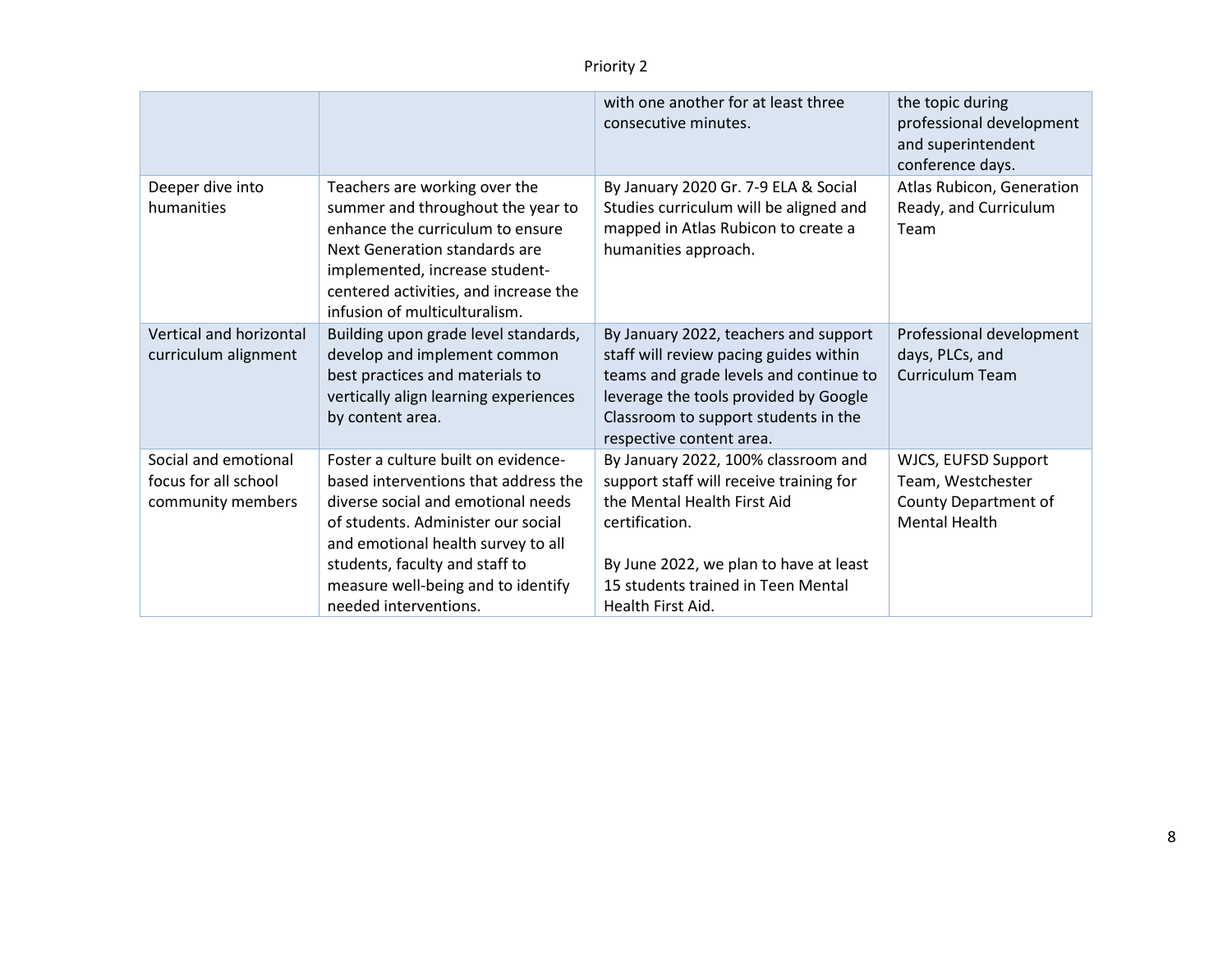Priority 2

| | | | |
|---|---|---|---|
| | | with one another for at least three consecutive minutes. | the topic during professional development and superintendent conference days. |
| Deeper dive into humanities | Teachers are working over the summer and throughout the year to enhance the curriculum to ensure Next Generation standards are implemented, increase student-centered activities, and increase the infusion of multiculturalism. | By January 2020 Gr. 7-9 ELA & Social Studies curriculum will be aligned and mapped in Atlas Rubicon to create a humanities approach. | Atlas Rubicon, Generation Ready, and Curriculum Team |
| Vertical and horizontal curriculum alignment | Building upon grade level standards, develop and implement common best practices and materials to vertically align learning experiences by content area. | By January 2022, teachers and support staff will review pacing guides within teams and grade levels and continue to leverage the tools provided by Google Classroom to support students in the respective content area. | Professional development days, PLCs, and Curriculum Team |
| Social and emotional focus for all school community members | Foster a culture built on evidence-based interventions that address the diverse social and emotional needs of students. Administer our social and emotional health survey to all students, faculty and staff to measure well-being and to identify needed interventions. | By January 2022, 100% classroom and support staff will receive training for the Mental Health First Aid certification.<br><br>By June 2022, we plan to have at least 15 students trained in Teen Mental Health First Aid. | WJCS, EUFSD Support Team, Westchester County Department of Mental Health |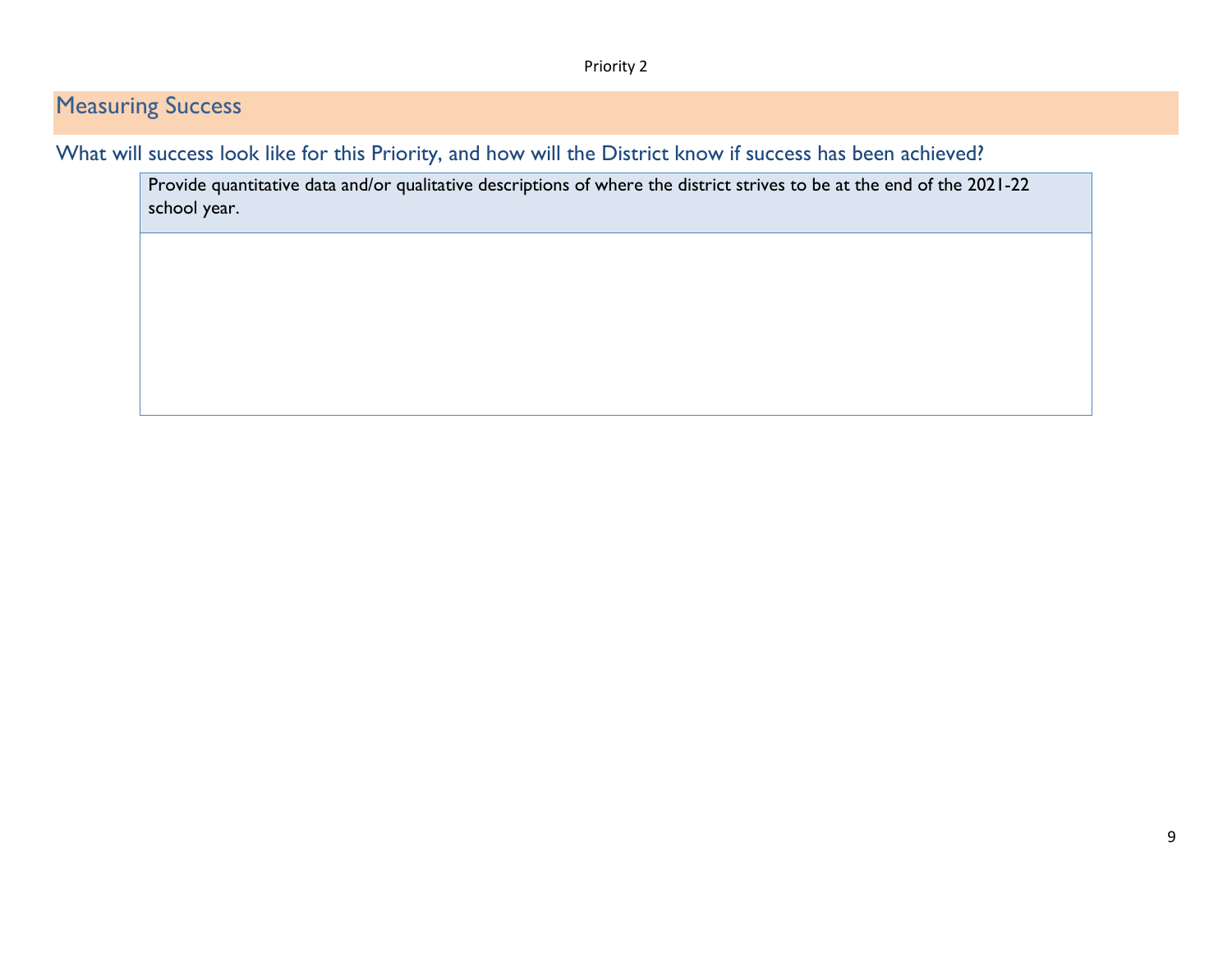Priority 2

## Measuring Success

### What will success look like for this Priority, and how will the District know if success has been achieved?

| Provide quantitative data and/or qualitative descriptions of where the district strives to be at the end of the 2021-22 school year. |
|---|
| |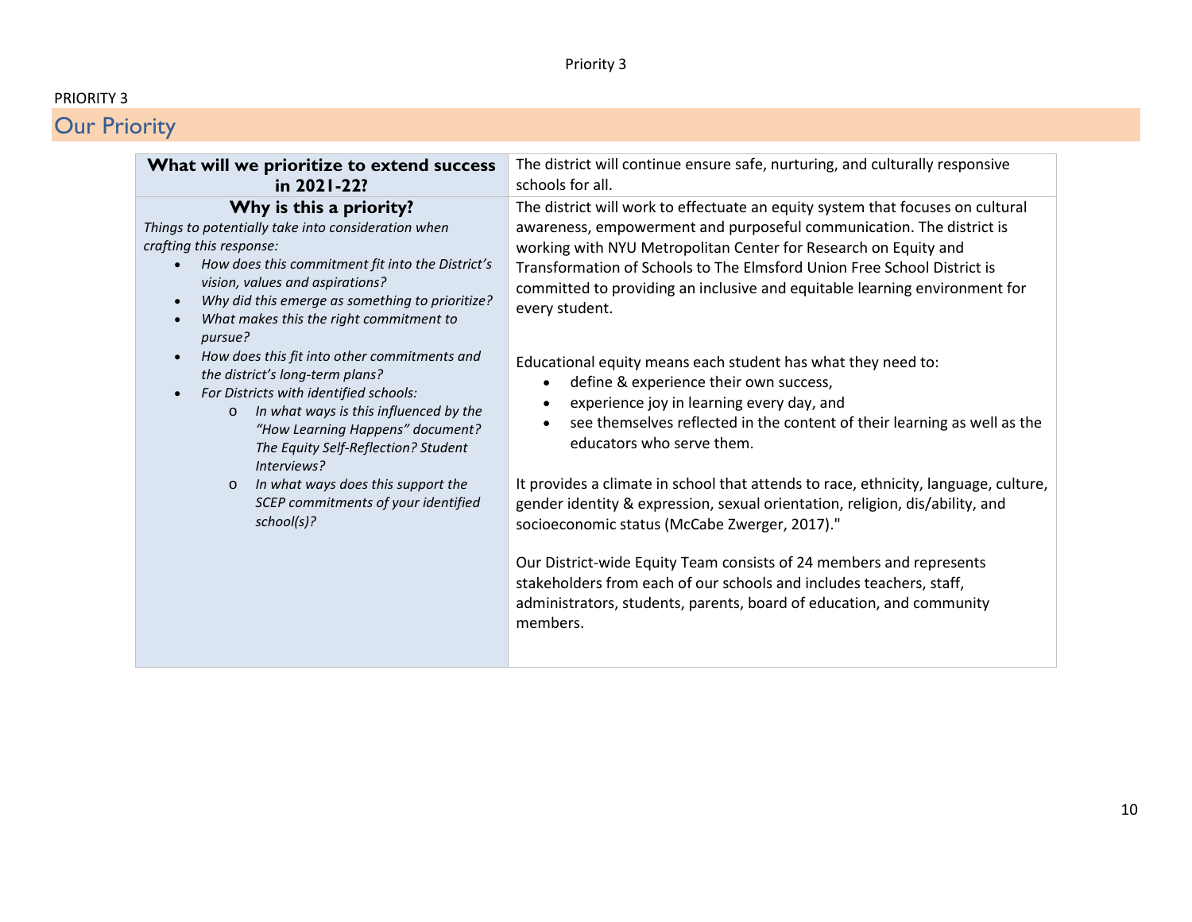PRIORITY 3

## Our Priority

| **What will we prioritize to extend success in 2021-22?** | The district will continue ensure safe, nurturing, and culturally responsive schools for all. |
|---|---|
| **Why is this a priority?**<br>*Things to potentially take into consideration when crafting this response:*<br>• *How does this commitment fit into the District's vision, values and aspirations?*<br>• *Why did this emerge as something to prioritize?*<br>• *What makes this the right commitment to pursue?*<br>• *How does this fit into other commitments and the district's long-term plans?*<br>• *For Districts with identified schools:*<br>&nbsp;&nbsp;&nbsp;&nbsp;o *In what ways is this influenced by the "How Learning Happens" document? The Equity Self-Reflection? Student Interviews?*<br>&nbsp;&nbsp;&nbsp;&nbsp;o *In what ways does this support the SCEP commitments of your identified school(s)?* | The district will work to effectuate an equity system that focuses on cultural awareness, empowerment and purposeful communication. The district is working with NYU Metropolitan Center for Research on Equity and Transformation of Schools to The Elmsford Union Free School District is committed to providing an inclusive and equitable learning environment for every student.<br><br>Educational equity means each student has what they need to:<br>• define & experience their own success,<br>• experience joy in learning every day, and<br>• see themselves reflected in the content of their learning as well as the educators who serve them.<br><br>It provides a climate in school that attends to race, ethnicity, language, culture, gender identity & expression, sexual orientation, religion, dis/ability, and socioeconomic status (McCabe Zwerger, 2017)."<br><br>Our District-wide Equity Team consists of 24 members and represents stakeholders from each of our schools and includes teachers, staff, administrators, students, parents, board of education, and community members. |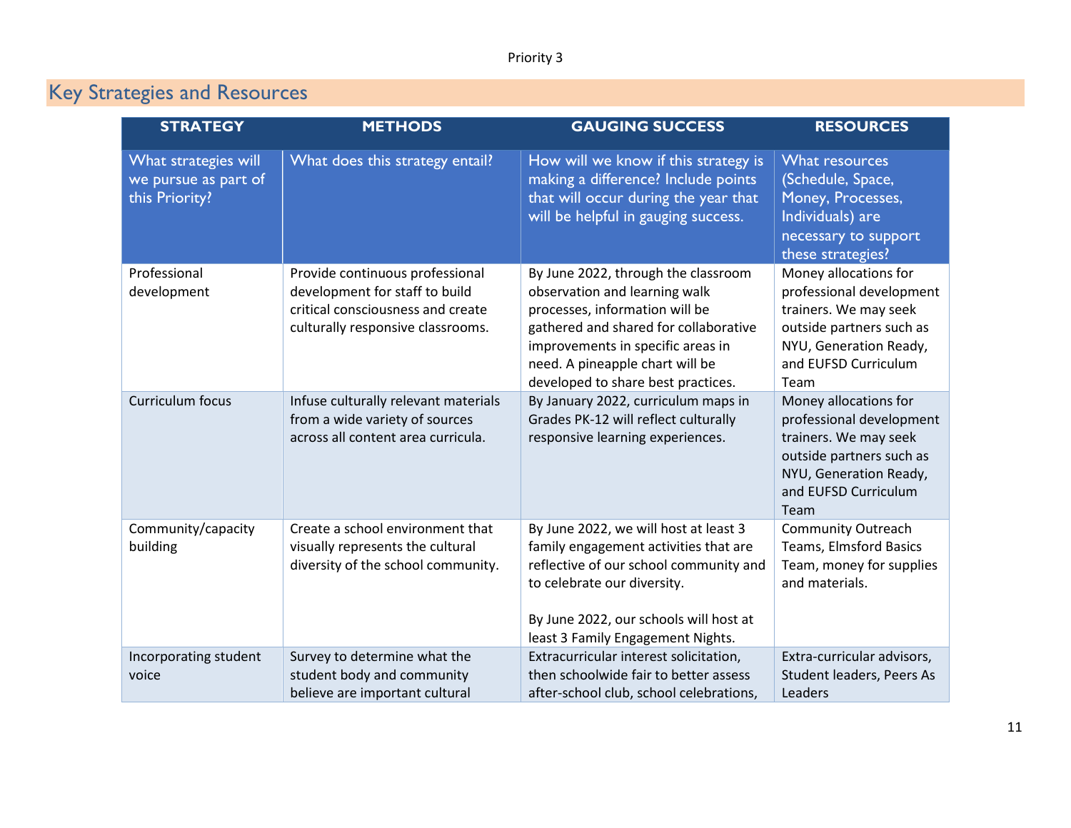Priority 3

## Key Strategies and Resources

| STRATEGY | METHODS | GAUGING SUCCESS | RESOURCES |
|---|---|---|---|
| What strategies will we pursue as part of this Priority? | What does this strategy entail? | How will we know if this strategy is making a difference? Include points that will occur during the year that will be helpful in gauging success. | What resources (Schedule, Space, Money, Processes, Individuals) are necessary to support these strategies? |
| Professional development | Provide continuous professional development for staff to build critical consciousness and create culturally responsive classrooms. | By June 2022, through the classroom observation and learning walk processes, information will be gathered and shared for collaborative improvements in specific areas in need. A pineapple chart will be developed to share best practices. | Money allocations for professional development trainers. We may seek outside partners such as NYU, Generation Ready, and EUFSD Curriculum Team |
| Curriculum focus | Infuse culturally relevant materials from a wide variety of sources across all content area curricula. | By January 2022, curriculum maps in Grades PK-12 will reflect culturally responsive learning experiences. | Money allocations for professional development trainers. We may seek outside partners such as NYU, Generation Ready, and EUFSD Curriculum Team |
| Community/capacity building | Create a school environment that visually represents the cultural diversity of the school community. | By June 2022, we will host at least 3 family engagement activities that are reflective of our school community and to celebrate our diversity.<br><br>By June 2022, our schools will host at least 3 Family Engagement Nights. | Community Outreach Teams, Elmsford Basics Team, money for supplies and materials. |
| Incorporating student voice | Survey to determine what the student body and community believe are important cultural | Extracurricular interest solicitation, then schoolwide fair to better assess after-school club, school celebrations, | Extra-curricular advisors, Student leaders, Peers As Leaders |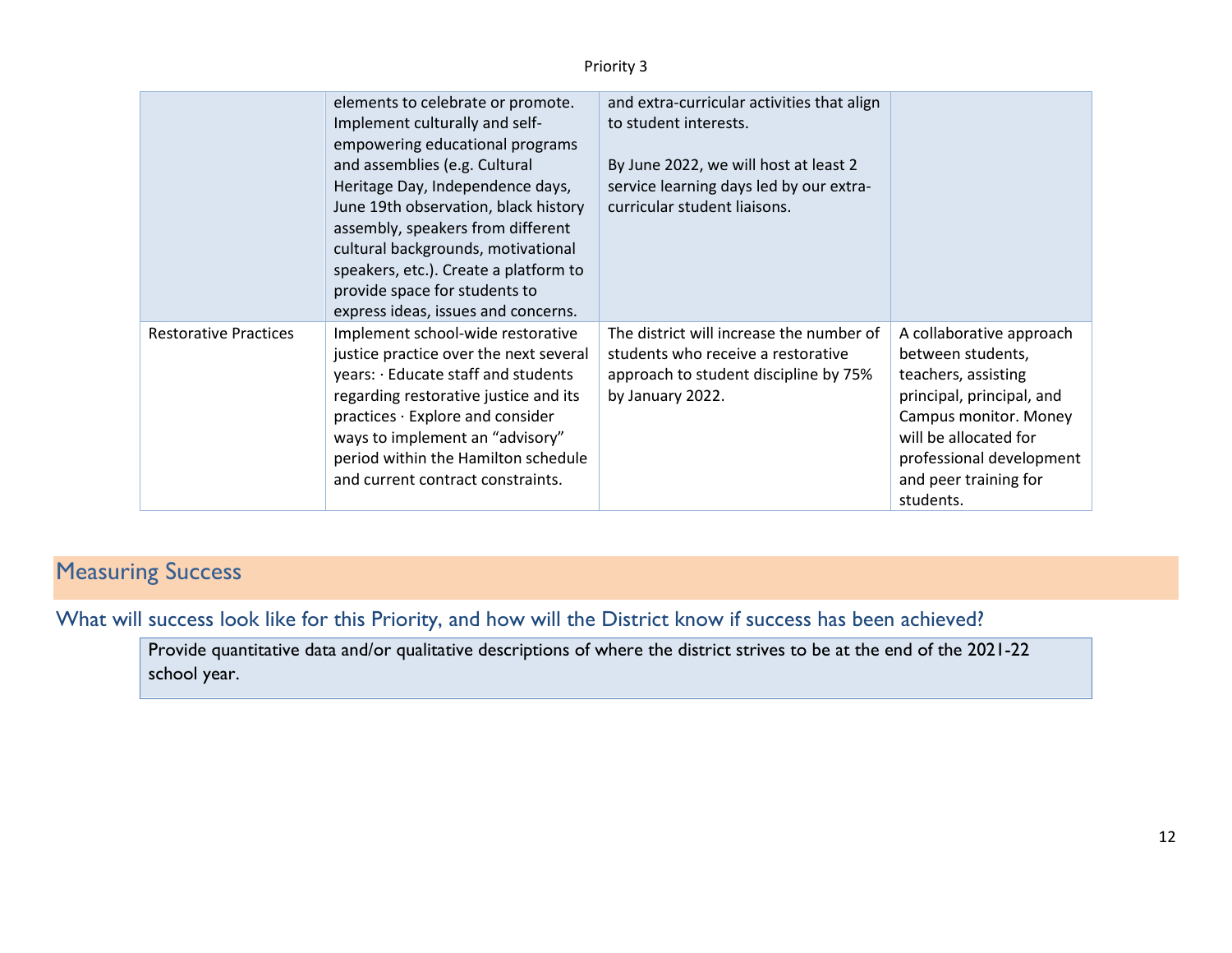| | | | |
|---|---|---|---|
| | elements to celebrate or promote. Implement culturally and self-empowering educational programs and assemblies (e.g. Cultural Heritage Day, Independence days, June 19th observation, black history assembly, speakers from different cultural backgrounds, motivational speakers, etc.). Create a platform to provide space for students to express ideas, issues and concerns. | and extra-curricular activities that align to student interests.<br><br>By June 2022, we will host at least 2 service learning days led by our extra-curricular student liaisons. | |
| Restorative Practices | Implement school-wide restorative justice practice over the next several years: · Educate staff and students regarding restorative justice and its practices · Explore and consider ways to implement an "advisory" period within the Hamilton schedule and current contract constraints. | The district will increase the number of students who receive a restorative approach to student discipline by 75% by January 2022. | A collaborative approach between students, teachers, assisting principal, principal, and Campus monitor. Money will be allocated for professional development and peer training for students. |

## Measuring Success

### What will success look like for this Priority, and how will the District know if success has been achieved?

Provide quantitative data and/or qualitative descriptions of where the district strives to be at the end of the 2021-22 school year.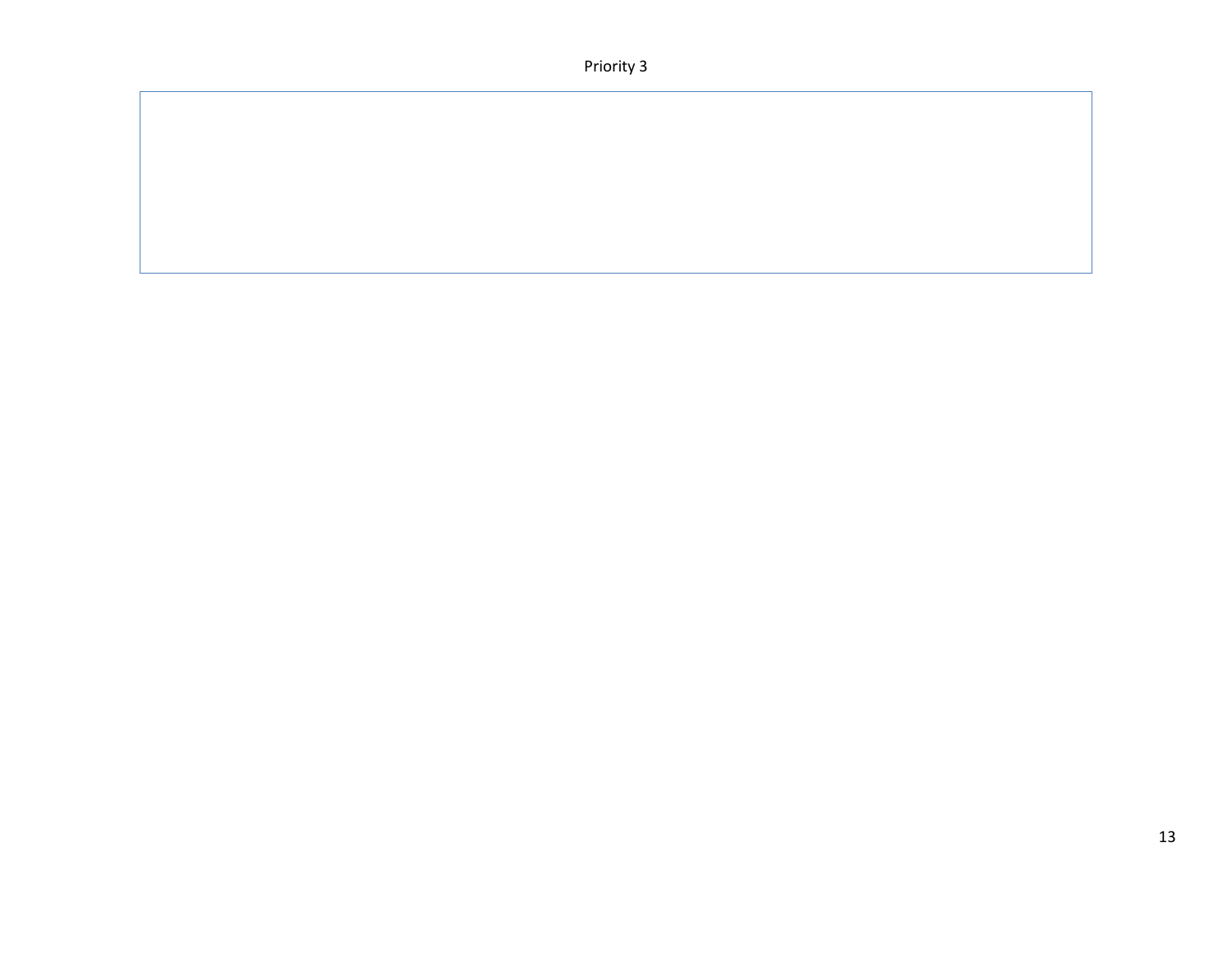Priority 3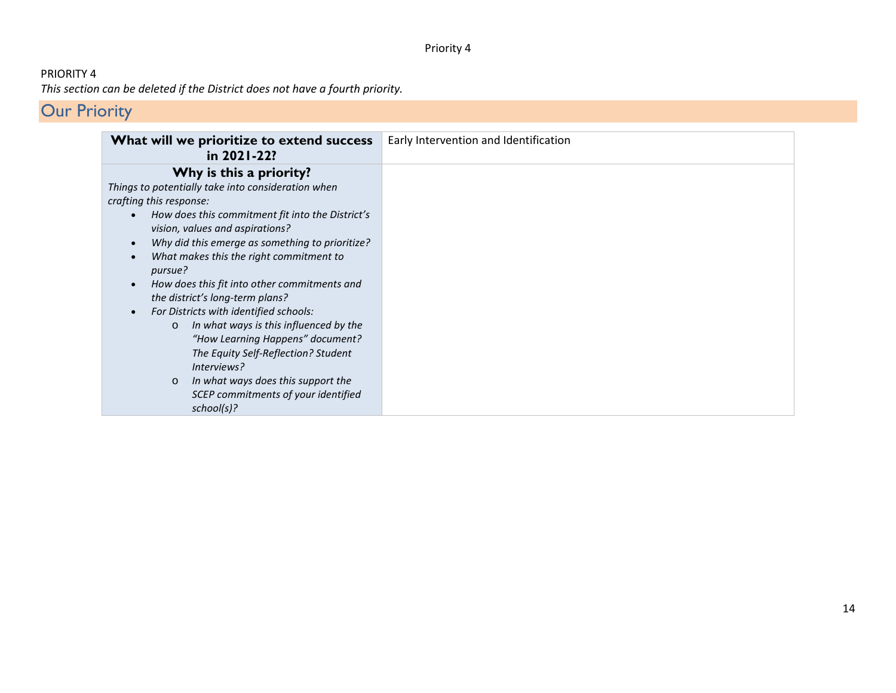PRIORITY 4

*This section can be deleted if the District does not have a fourth priority.*

## Our Priority

| **What will we prioritize to extend success in 2021-22?** | Early Intervention and Identification |
|---|---|
| **Why is this a priority?**<br>*Things to potentially take into consideration when crafting this response:*<br>• *How does this commitment fit into the District's vision, values and aspirations?*<br>• *Why did this emerge as something to prioritize?*<br>• *What makes this the right commitment to pursue?*<br>• *How does this fit into other commitments and the district's long-term plans?*<br>• *For Districts with identified schools:*<br>&nbsp;&nbsp;&nbsp;&nbsp;o *In what ways is this influenced by the "How Learning Happens" document? The Equity Self-Reflection? Student Interviews?*<br>&nbsp;&nbsp;&nbsp;&nbsp;o *In what ways does this support the SCEP commitments of your identified school(s)?* | |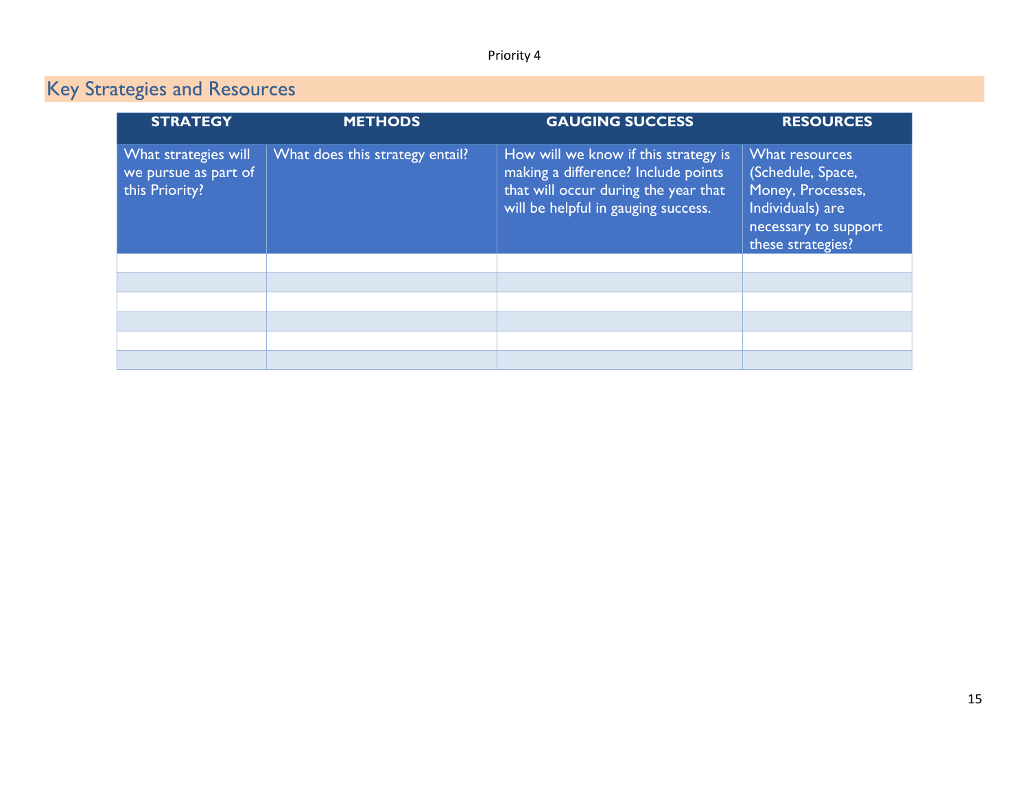Priority 4

## Key Strategies and Resources

| STRATEGY | METHODS | GAUGING SUCCESS | RESOURCES |
|---|---|---|---|
| What strategies will we pursue as part of this Priority? | What does this strategy entail? | How will we know if this strategy is making a difference? Include points that will occur during the year that will be helpful in gauging success. | What resources (Schedule, Space, Money, Processes, Individuals) are necessary to support these strategies? |
| | | | |
| | | | |
| | | | |
| | | | |
| | | | |
| | | | |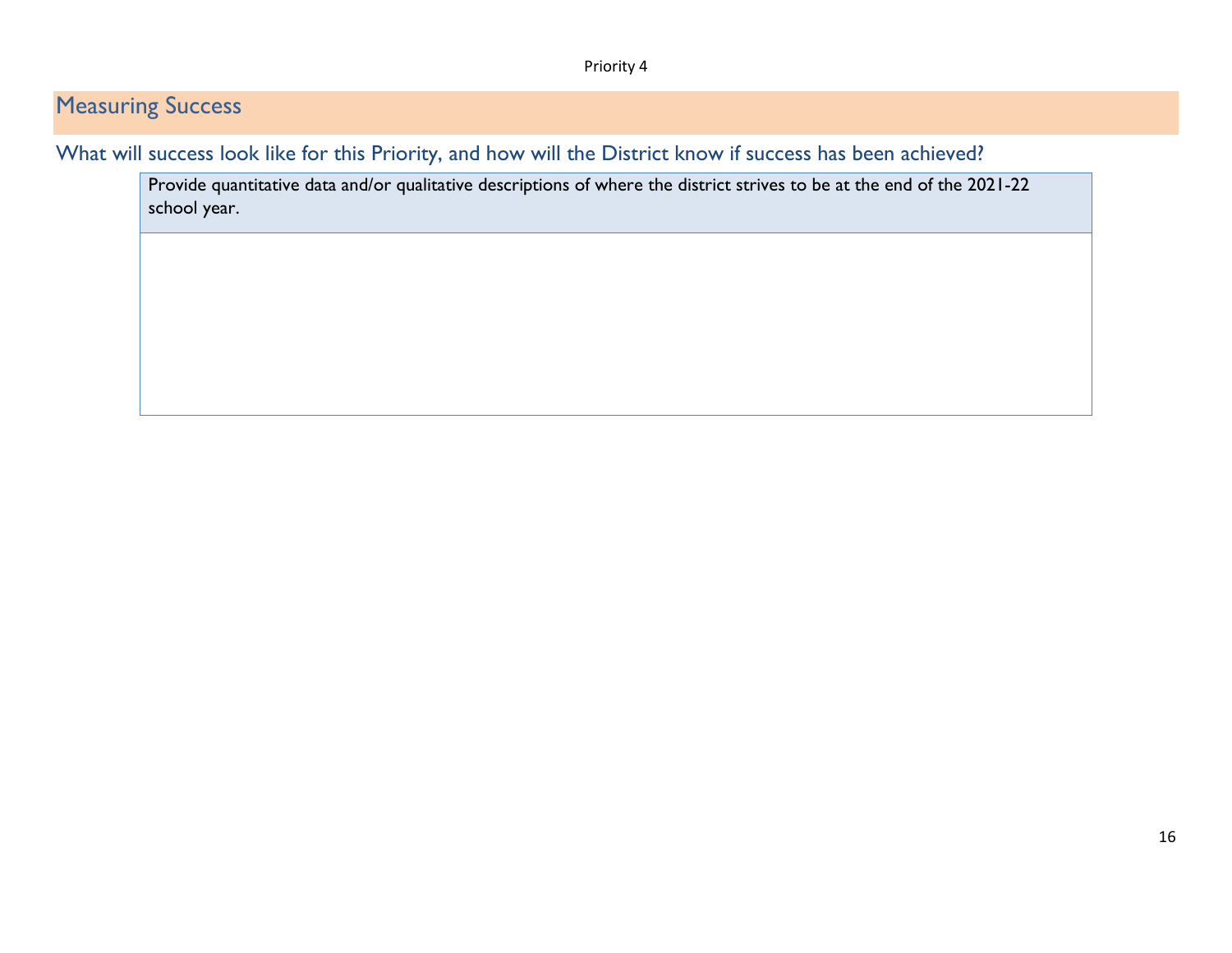Priority 4

## Measuring Success

### What will success look like for this Priority, and how will the District know if success has been achieved?

| Provide quantitative data and/or qualitative descriptions of where the district strives to be at the end of the 2021-22 school year. |
|---|
| |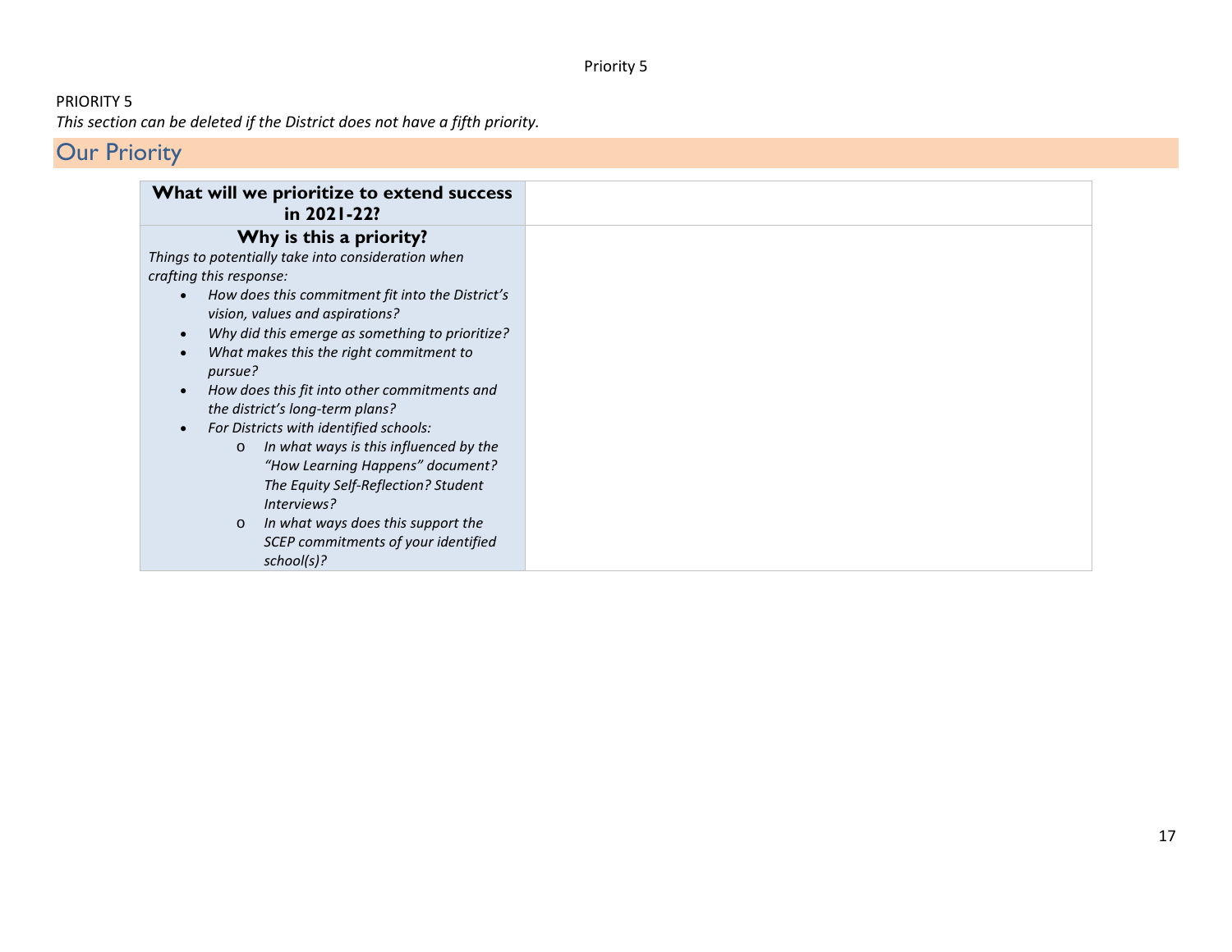PRIORITY 5

*This section can be deleted if the District does not have a fifth priority.*

## Our Priority

| **What will we prioritize to extend success in 2021-22?** | |
|---|---|
| **Why is this a priority?**<br>*Things to potentially take into consideration when crafting this response:*<br>• *How does this commitment fit into the District's vision, values and aspirations?*<br>• *Why did this emerge as something to prioritize?*<br>• *What makes this the right commitment to pursue?*<br>• *How does this fit into other commitments and the district's long-term plans?*<br>• *For Districts with identified schools:*<br>  o *In what ways is this influenced by the "How Learning Happens" document? The Equity Self-Reflection? Student Interviews?*<br>  o *In what ways does this support the SCEP commitments of your identified school(s)?* | |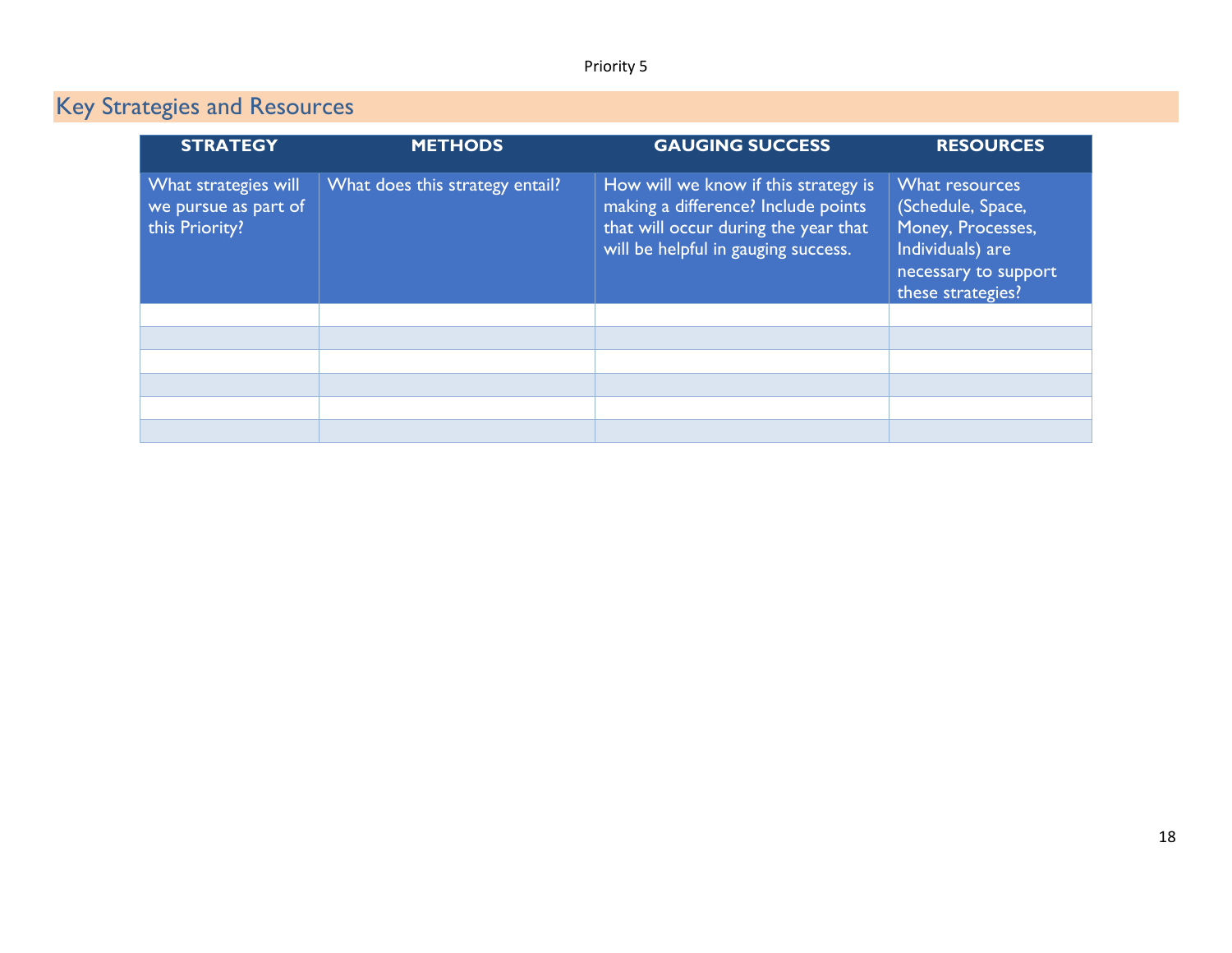Priority 5

## Key Strategies and Resources

| STRATEGY | METHODS | GAUGING SUCCESS | RESOURCES |
|---|---|---|---|
| What strategies will we pursue as part of this Priority? | What does this strategy entail? | How will we know if this strategy is making a difference? Include points that will occur during the year that will be helpful in gauging success. | What resources (Schedule, Space, Money, Processes, Individuals) are necessary to support these strategies? |
| | | | |
| | | | |
| | | | |
| | | | |
| | | | |
| | | | |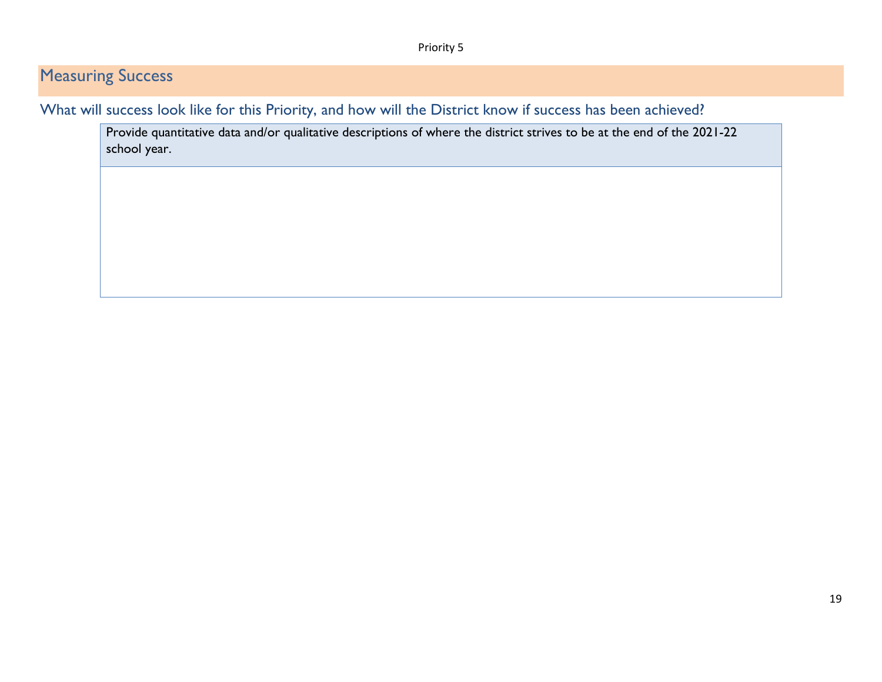Priority 5

## Measuring Success

### What will success look like for this Priority, and how will the District know if success has been achieved?

| Provide quantitative data and/or qualitative descriptions of where the district strives to be at the end of the 2021-22 school year. |
| --- |
| |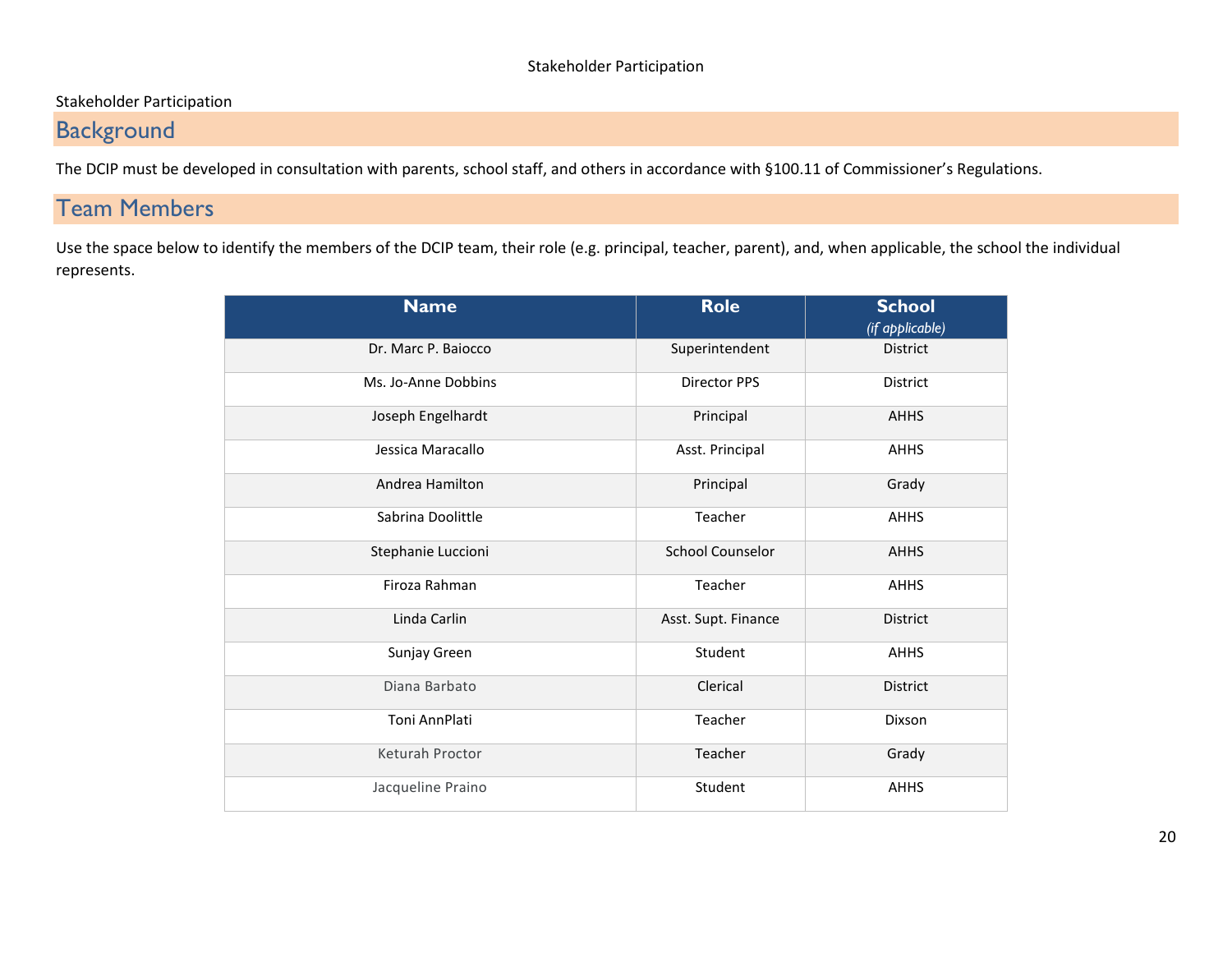Stakeholder Participation

## Background

The DCIP must be developed in consultation with parents, school staff, and others in accordance with §100.11 of Commissioner's Regulations.

## Team Members

Use the space below to identify the members of the DCIP team, their role (e.g. principal, teacher, parent), and, when applicable, the school the individual represents.

| Name | Role | School *(if applicable)* |
|---|---|---|
| Dr. Marc P. Baiocco | Superintendent | District |
| Ms. Jo-Anne Dobbins | Director PPS | District |
| Joseph Engelhardt | Principal | AHHS |
| Jessica Maracallo | Asst. Principal | AHHS |
| Andrea Hamilton | Principal | Grady |
| Sabrina Doolittle | Teacher | AHHS |
| Stephanie Luccioni | School Counselor | AHHS |
| Firoza Rahman | Teacher | AHHS |
| Linda Carlin | Asst. Supt. Finance | District |
| Sunjay Green | Student | AHHS |
| Diana Barbato | Clerical | District |
| Toni AnnPlati | Teacher | Dixson |
| Keturah Proctor | Teacher | Grady |
| Jacqueline Praino | Student | AHHS |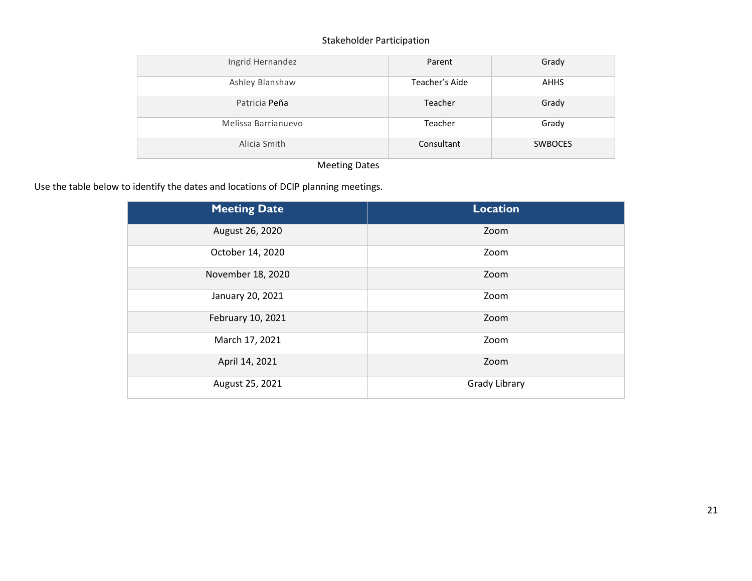Stakeholder Participation

| | | |
|---|---|---|
| Ingrid Hernandez | Parent | Grady |
| Ashley Blanshaw | Teacher's Aide | AHHS |
| Patricia Peña | Teacher | Grady |
| Melissa Barrianuevo | Teacher | Grady |
| Alicia Smith | Consultant | SWBOCES |

Meeting Dates

Use the table below to identify the dates and locations of DCIP planning meetings.

| Meeting Date | Location |
|---|---|
| August 26, 2020 | Zoom |
| October 14, 2020 | Zoom |
| November 18, 2020 | Zoom |
| January 20, 2021 | Zoom |
| February 10, 2021 | Zoom |
| March 17, 2021 | Zoom |
| April 14, 2021 | Zoom |
| August 25, 2021 | Grady Library |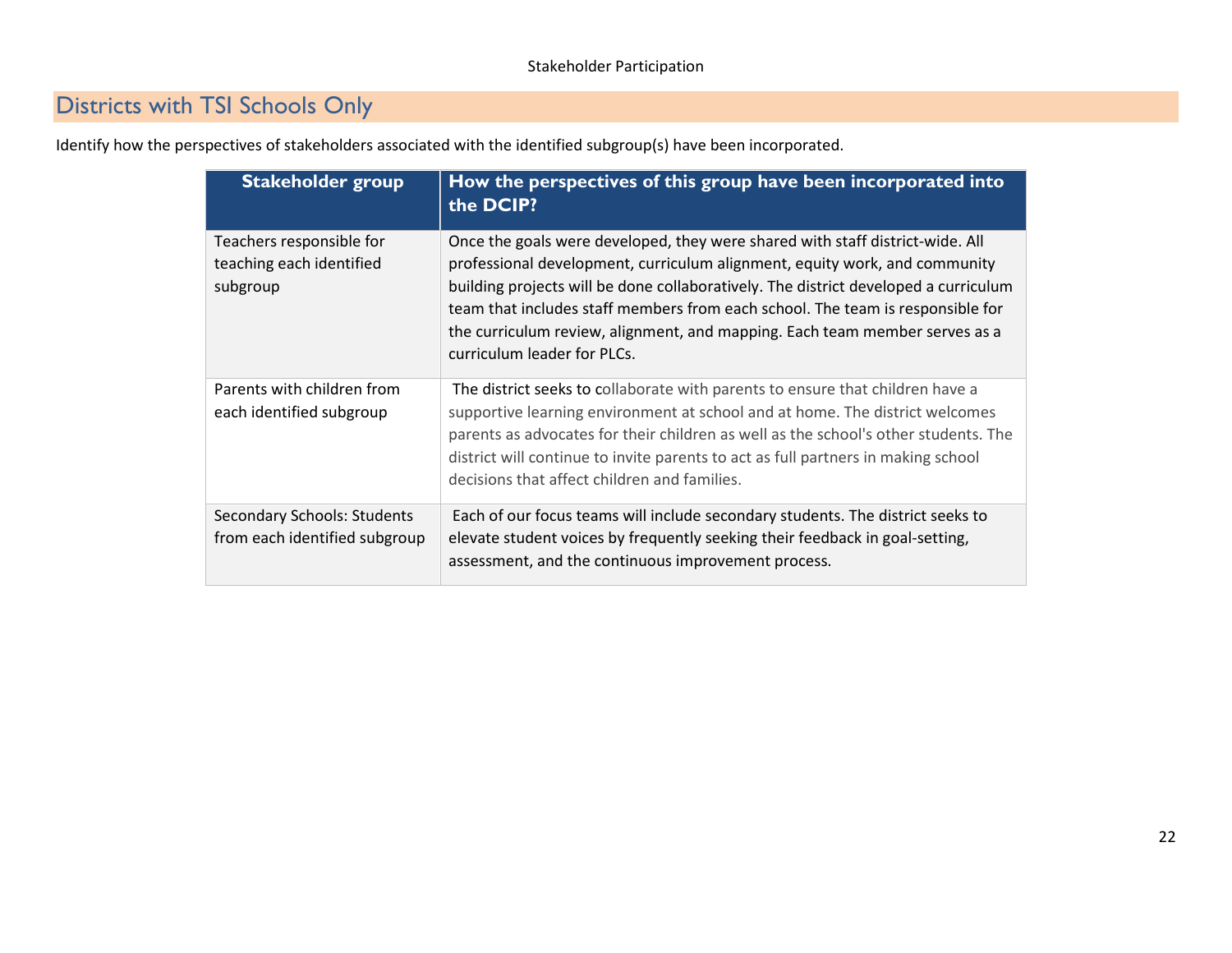Stakeholder Participation

## Districts with TSI Schools Only

Identify how the perspectives of stakeholders associated with the identified subgroup(s) have been incorporated.

| Stakeholder group | How the perspectives of this group have been incorporated into the DCIP? |
|---|---|
| Teachers responsible for teaching each identified subgroup | Once the goals were developed, they were shared with staff district-wide. All professional development, curriculum alignment, equity work, and community building projects will be done collaboratively. The district developed a curriculum team that includes staff members from each school. The team is responsible for the curriculum review, alignment, and mapping. Each team member serves as a curriculum leader for PLCs. |
| Parents with children from each identified subgroup | The district seeks to collaborate with parents to ensure that children have a supportive learning environment at school and at home. The district welcomes parents as advocates for their children as well as the school's other students. The district will continue to invite parents to act as full partners in making school decisions that affect children and families. |
| Secondary Schools: Students from each identified subgroup | Each of our focus teams will include secondary students. The district seeks to elevate student voices by frequently seeking their feedback in goal-setting, assessment, and the continuous improvement process. |